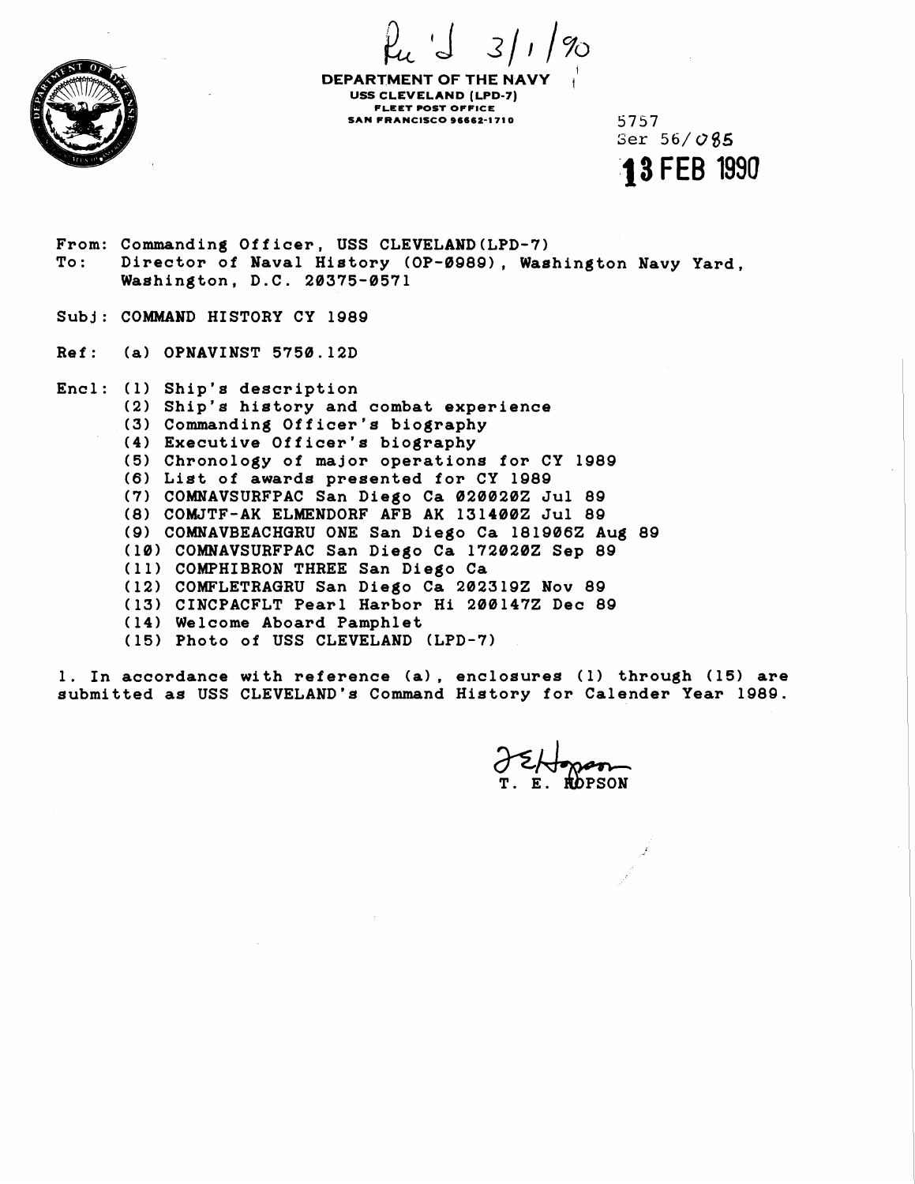Rec'd 3/1/90

**DEPARTMENT OF THE NAVY**
**USS CLEVELAND (LPD-7)**
**FLEET POST OFFICE**
**SAN FRANCISCO 96662-1710**

5757
Ser 56/085
**13 FEB 1990**

From: Commanding Officer, USS CLEVELAND(LPD-7)
To: Director of Naval History (OP-0989), Washington Navy Yard, Washington, D.C. 20375-0571

Subj: COMMAND HISTORY CY 1989

Ref: (a) OPNAVINST 5750.12D

Encl: (1) Ship's description
(2) Ship's history and combat experience
(3) Commanding Officer's biography
(4) Executive Officer's biography
(5) Chronology of major operations for CY 1989
(6) List of awards presented for CY 1989
(7) COMNAVSURFPAC San Diego Ca 020020Z Jul 89
(8) COMJTF-AK ELMENDORF AFB AK 131400Z Jul 89
(9) COMNAVBEACHGRU ONE San Diego Ca 181906Z Aug 89
(10) COMNAVSURFPAC San Diego Ca 172020Z Sep 89
(11) COMPHIBRON THREE San Diego Ca
(12) COMFLETRAGRU San Diego Ca 202319Z Nov 89
(13) CINCPACFLT Pearl Harbor Hi 200147Z Dec 89
(14) Welcome Aboard Pamphlet
(15) Photo of USS CLEVELAND (LPD-7)

1. In accordance with reference (a), enclosures (1) through (15) are submitted as USS CLEVELAND's Command History for Calender Year 1989.

T. E. HOPSON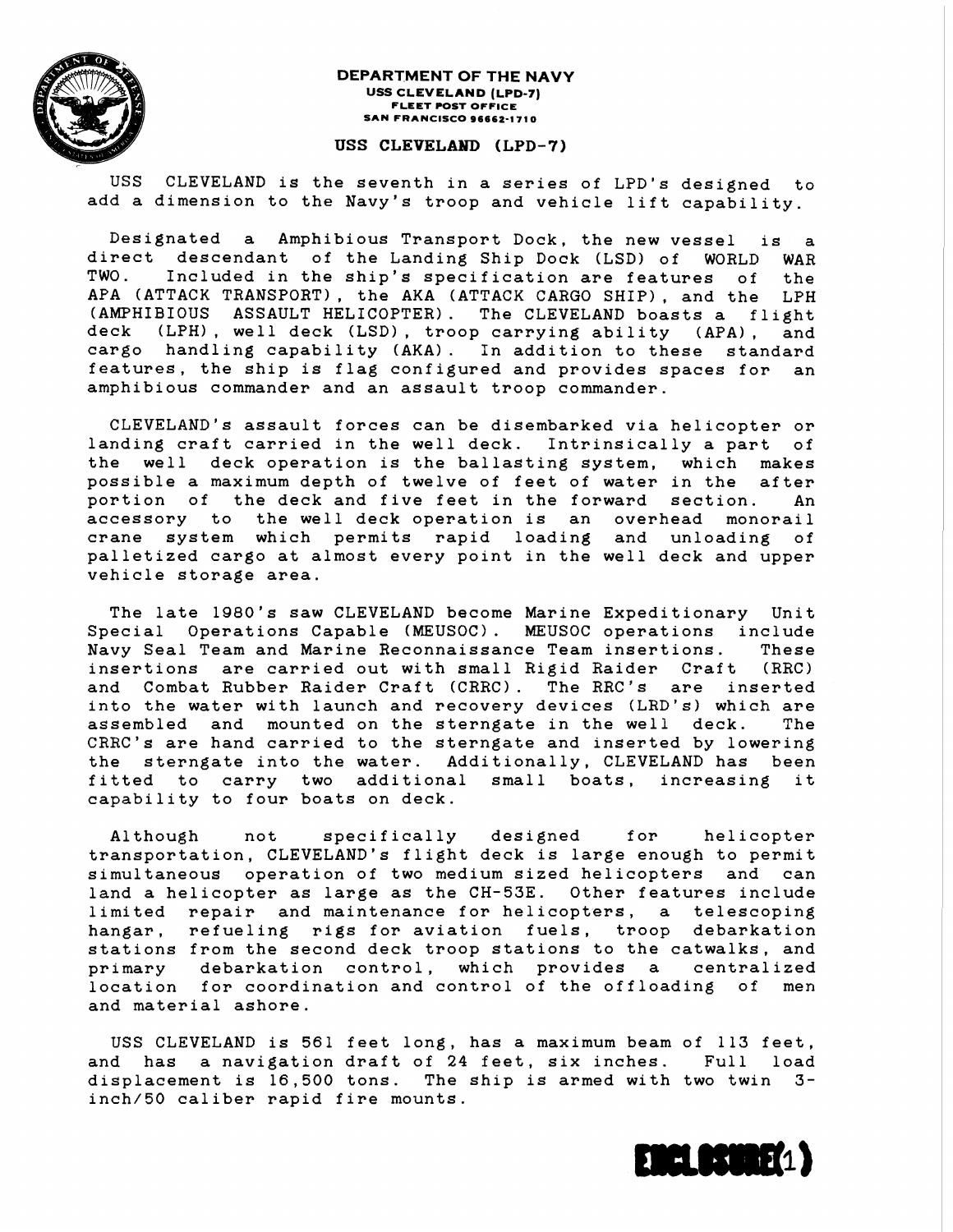**DEPARTMENT OF THE NAVY**
**USS CLEVELAND (LPD-7)**
**FLEET POST OFFICE**
**SAN FRANCISCO 96662-1710**

## USS CLEVELAND (LPD-7)

USS CLEVELAND is the seventh in a series of LPD's designed to add a dimension to the Navy's troop and vehicle lift capability.

Designated a Amphibious Transport Dock, the new vessel is a direct descendant of the Landing Ship Dock (LSD) of WORLD WAR TWO. Included in the ship's specification are features of the APA (ATTACK TRANSPORT), the AKA (ATTACK CARGO SHIP), and the LPH (AMPHIBIOUS ASSAULT HELICOPTER). The CLEVELAND boasts a flight deck (LPH), well deck (LSD), troop carrying ability (APA), and cargo handling capability (AKA). In addition to these standard features, the ship is flag configured and provides spaces for an amphibious commander and an assault troop commander.

CLEVELAND's assault forces can be disembarked via helicopter or landing craft carried in the well deck. Intrinsically a part of the well deck operation is the ballasting system, which makes possible a maximum depth of twelve of feet of water in the after portion of the deck and five feet in the forward section. An accessory to the well deck operation is an overhead monorail crane system which permits rapid loading and unloading of palletized cargo at almost every point in the well deck and upper vehicle storage area.

The late 1980's saw CLEVELAND become Marine Expeditionary Unit Special Operations Capable (MEUSOC). MEUSOC operations include Navy Seal Team and Marine Reconnaissance Team insertions. These insertions are carried out with small Rigid Raider Craft (RRC) and Combat Rubber Raider Craft (CRRC). The RRC's are inserted into the water with launch and recovery devices (LRD's) which are assembled and mounted on the sterngate in the well deck. The CRRC's are hand carried to the sterngate and inserted by lowering the sterngate into the water. Additionally, CLEVELAND has been fitted to carry two additional small boats, increasing it capability to four boats on deck.

Although not specifically designed for helicopter transportation, CLEVELAND's flight deck is large enough to permit simultaneous operation of two medium sized helicopters and can land a helicopter as large as the CH-53E. Other features include limited repair and maintenance for helicopters, a telescoping hangar, refueling rigs for aviation fuels, troop debarkation stations from the second deck troop stations to the catwalks, and primary debarkation control, which provides a centralized location for coordination and control of the offloading of men and material ashore.

USS CLEVELAND is 561 feet long, has a maximum beam of 113 feet, and has a navigation draft of 24 feet, six inches. Full load displacement is 16,500 tons. The ship is armed with two twin 3-inch/50 caliber rapid fire mounts.

**ENCLOSURE(1)**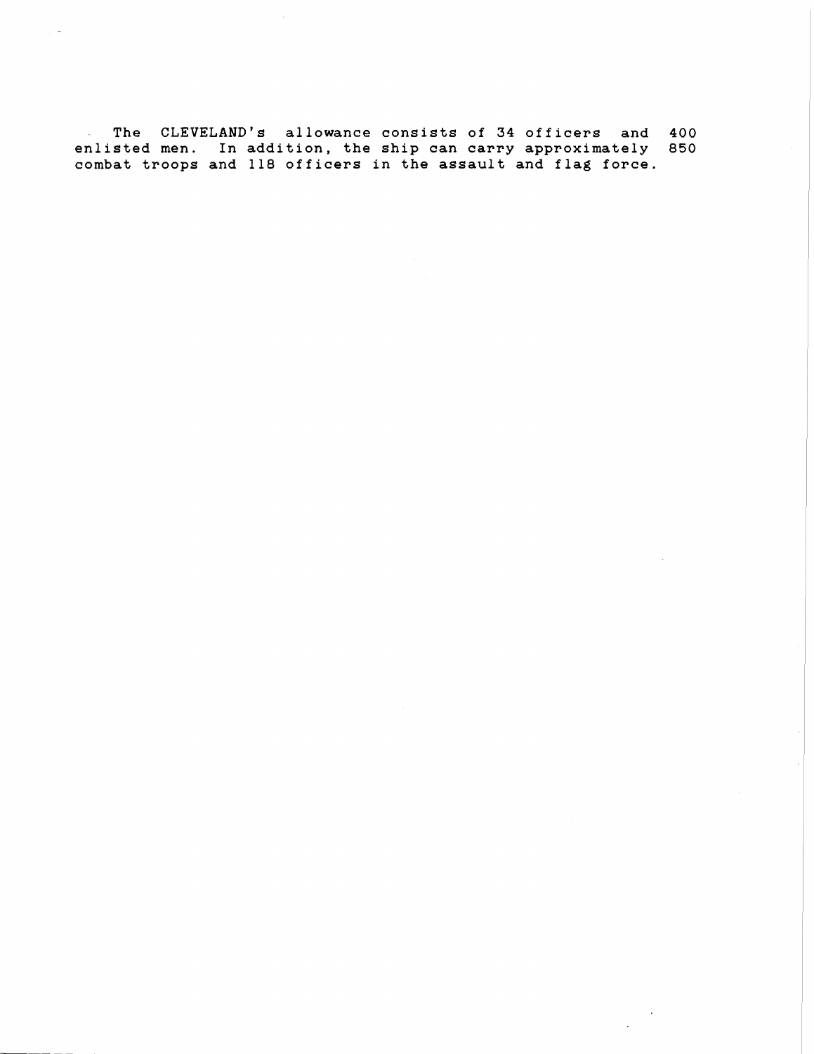The CLEVELAND's allowance consists of 34 officers and 400 enlisted men. In addition, the ship can carry approximately 850 combat troops and 118 officers in the assault and flag force.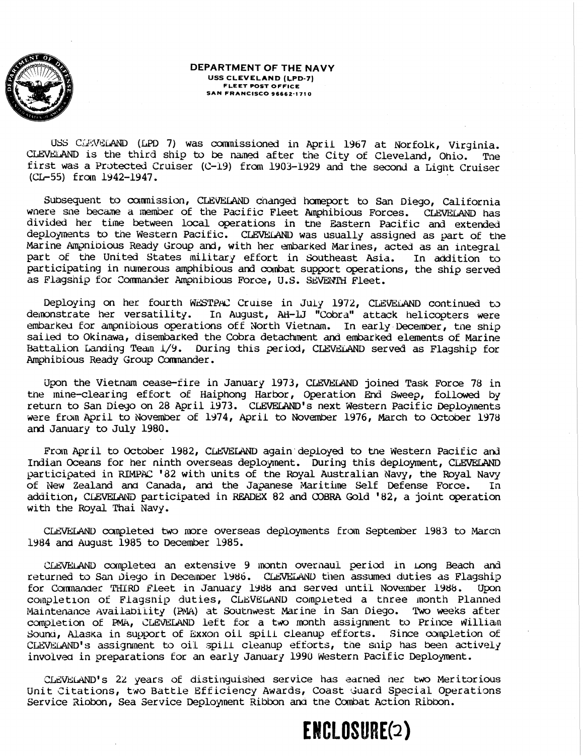**DEPARTMENT OF THE NAVY**
**USS CLEVELAND (LPD-7)**
**FLEET POST OFFICE**
**SAN FRANCISCO 96662-1710**

USS CLEVELAND (LPD 7) was commissioned in April 1967 at Norfolk, Virginia. CLEVELAND is the third ship to be named after the City of Cleveland, Ohio. The first was a Protected Cruiser (C-19) from 1903-1929 and the second a Light Cruiser (CL-55) from 1942-1947.

Subsequent to commission, CLEVELAND changed homeport to San Diego, California where she became a member of the Pacific Fleet Amphibious Forces. CLEVELAND has divided her time between local operations in the Eastern Pacific and extended deployments to the Western Pacific. CLEVELAND was usually assigned as part of the Marine Amphibious Ready Group and, with her embarked Marines, acted as an integral part of the United States military effort in Southeast Asia. In addition to participating in numerous amphibious and combat support operations, the ship served as Flagship for Commander Amphibious Force, U.S. SEVENTH Fleet.

Deploying on her fourth WESTPAC Cruise in July 1972, CLEVELAND continued to demonstrate her versatility. In August, AH-1J "Cobra" attack helicopters were embarked for amphibious operations off North Vietnam. In early December, the ship sailed to Okinawa, disembarked the Cobra detachment and embarked elements of Marine Battalion Landing Team 1/9. During this period, CLEVELAND served as Flagship for Amphibious Ready Group Commander.

Upon the Vietnam cease-fire in January 1973, CLEVELAND joined Task Force 78 in the mine-clearing effort of Haiphong Harbor, Operation End Sweep, followed by return to San Diego on 28 April 1973. CLEVELAND's next Western Pacific Deployments were from April to November of 1974, April to November 1976, March to October 1978 and January to July 1980.

From April to October 1982, CLEVELAND again deployed to the Western Pacific and Indian Oceans for her ninth overseas deployment. During this deployment, CLEVELAND participated in RIMPAC '82 with units of the Royal Australian Navy, the Royal Navy of New Zealand and Canada, and the Japanese Maritime Self Defense Force. In addition, CLEVELAND participated in READEX 82 and COBRA Gold '82, a joint operation with the Royal Thai Navy.

CLEVELAND completed two more overseas deployments from September 1983 to March 1984 and August 1985 to December 1985.

CLEVELAND completed an extensive 9 month overhaul period in Long Beach and returned to San Diego in December 1986. CLEVELAND then assumed duties as Flagship for Commander THIRD Fleet in January 1988 and served until November 1988. Upon completion of Flagship duties, CLEVELAND completed a three month Planned Maintenance Availability (PMA) at Southwest Marine in San Diego. Two weeks after completion of PMA, CLEVELAND left for a two month assignment to Prince William Sound, Alaska in support of Exxon oil spill cleanup efforts. Since completion of CLEVELAND's assignment to oil spill cleanup efforts, the ship has been actively involved in preparations for an early January 1990 Western Pacific Deployment.

CLEVELAND's 22 years of distinguished service has earned her two Meritorious Unit Citations, two Battle Efficiency Awards, Coast Guard Special Operations Service Ribbon, Sea Service Deployment Ribbon and the Combat Action Ribbon.

**ENCLOSURE(2)**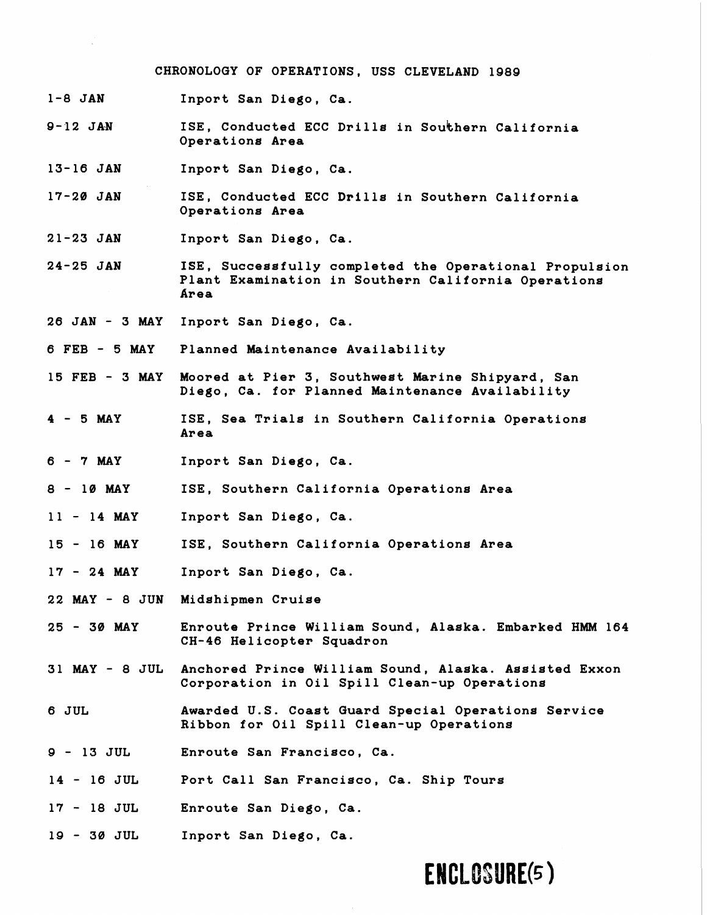# CHRONOLOGY OF OPERATIONS, USS CLEVELAND 1989

| | |
|---|---|
| 1-8 JAN | Inport San Diego, Ca. |
| 9-12 JAN | ISE, Conducted ECC Drills in Southern California Operations Area |
| 13-16 JAN | Inport San Diego, Ca. |
| 17-20 JAN | ISE, Conducted ECC Drills in Southern California Operations Area |
| 21-23 JAN | Inport San Diego, Ca. |
| 24-25 JAN | ISE, Successfully completed the Operational Propulsion Plant Examination in Southern California Operations Area |
| 26 JAN - 3 MAY | Inport San Diego, Ca. |
| 6 FEB - 5 MAY | Planned Maintenance Availability |
| 15 FEB - 3 MAY | Moored at Pier 3, Southwest Marine Shipyard, San Diego, Ca. for Planned Maintenance Availability |
| 4 - 5 MAY | ISE, Sea Trials in Southern California Operations Area |
| 6 - 7 MAY | Inport San Diego, Ca. |
| 8 - 10 MAY | ISE, Southern California Operations Area |
| 11 - 14 MAY | Inport San Diego, Ca. |
| 15 - 16 MAY | ISE, Southern California Operations Area |
| 17 - 24 MAY | Inport San Diego, Ca. |
| 22 MAY - 8 JUN | Midshipmen Cruise |
| 25 - 30 MAY | Enroute Prince William Sound, Alaska. Embarked HMM 164 CH-46 Helicopter Squadron |
| 31 MAY - 8 JUL | Anchored Prince William Sound, Alaska. Assisted Exxon Corporation in Oil Spill Clean-up Operations |
| 6 JUL | Awarded U.S. Coast Guard Special Operations Service Ribbon for Oil Spill Clean-up Operations |
| 9 - 13 JUL | Enroute San Francisco, Ca. |
| 14 - 16 JUL | Port Call San Francisco, Ca. Ship Tours |
| 17 - 18 JUL | Enroute San Diego, Ca. |
| 19 - 30 JUL | Inport San Diego, Ca. |

**ENCLOSURE(5)**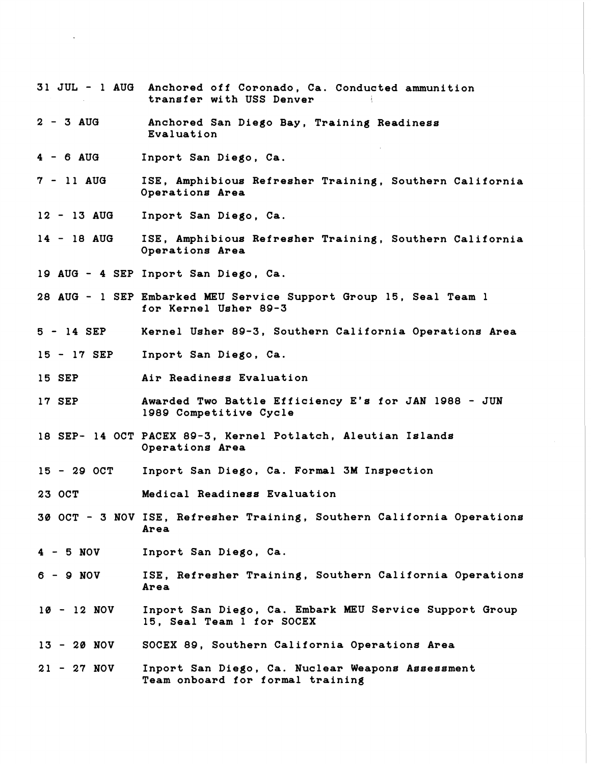| | |
|---|---|
| 31 JUL - 1 AUG | Anchored off Coronado, Ca. Conducted ammunition transfer with USS Denver |
| 2 - 3 AUG | Anchored San Diego Bay, Training Readiness Evaluation |
| 4 - 6 AUG | Inport San Diego, Ca. |
| 7 - 11 AUG | ISE, Amphibious Refresher Training, Southern California Operations Area |
| 12 - 13 AUG | Inport San Diego, Ca. |
| 14 - 18 AUG | ISE, Amphibious Refresher Training, Southern California Operations Area |
| 19 AUG - 4 SEP | Inport San Diego, Ca. |
| 28 AUG - 1 SEP | Embarked MEU Service Support Group 15, Seal Team 1 for Kernel Usher 89-3 |
| 5 - 14 SEP | Kernel Usher 89-3, Southern California Operations Area |
| 15 - 17 SEP | Inport San Diego, Ca. |
| 15 SEP | Air Readiness Evaluation |
| 17 SEP | Awarded Two Battle Efficiency E's for JAN 1988 - JUN 1989 Competitive Cycle |
| 18 SEP- 14 OCT | PACEX 89-3, Kernel Potlatch, Aleutian Islands Operations Area |
| 15 - 29 OCT | Inport San Diego, Ca. Formal 3M Inspection |
| 23 OCT | Medical Readiness Evaluation |
| 30 OCT - 3 NOV | ISE, Refresher Training, Southern California Operations Area |
| 4 - 5 NOV | Inport San Diego, Ca. |
| 6 - 9 NOV | ISE, Refresher Training, Southern California Operations Area |
| 10 - 12 NOV | Inport San Diego, Ca. Embark MEU Service Support Group 15, Seal Team 1 for SOCEX |
| 13 - 20 NOV | SOCEX 89, Southern California Operations Area |
| 21 - 27 NOV | Inport San Diego, Ca. Nuclear Weapons Assessment Team onboard for formal training |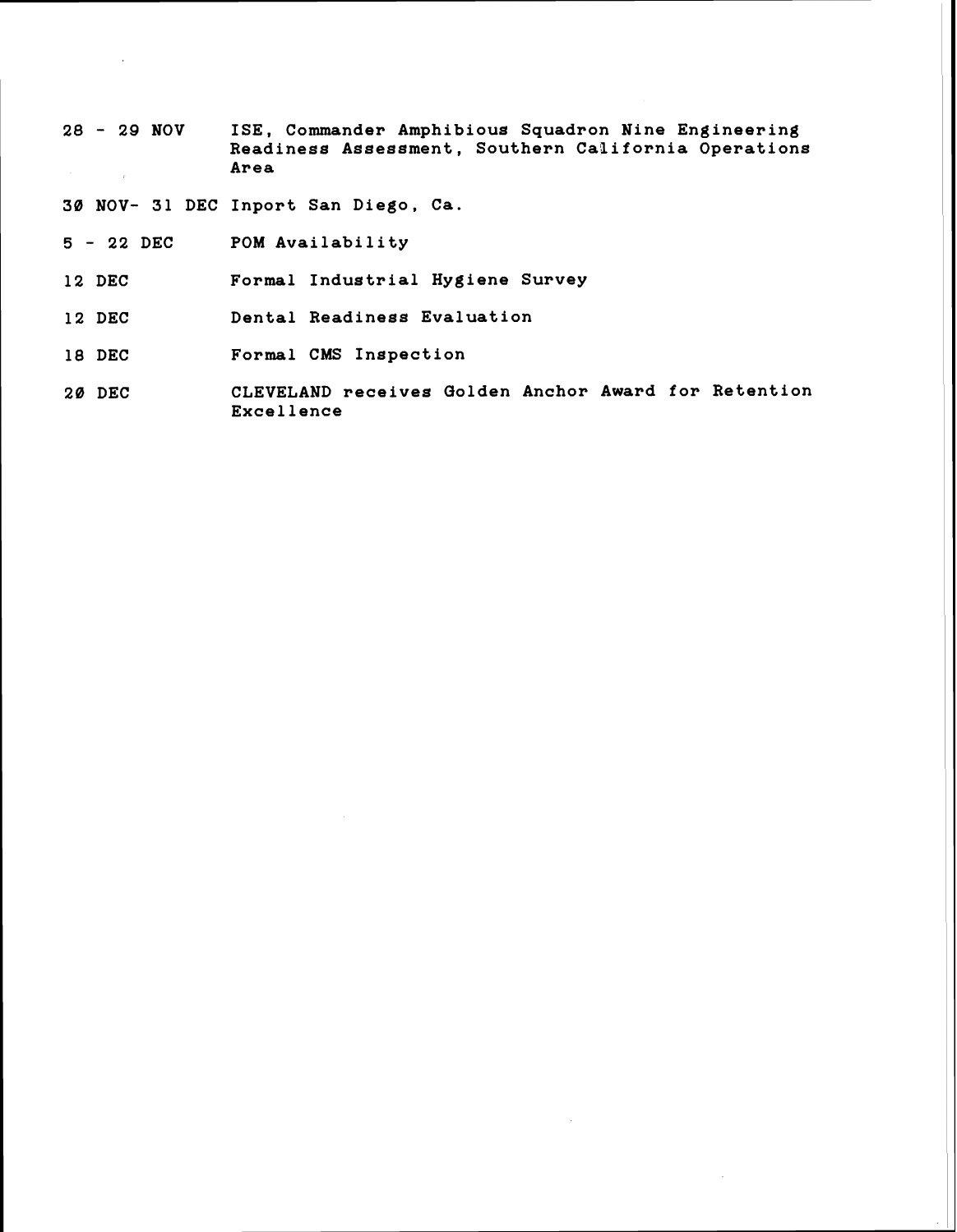28 - 29 NOV    ISE, Commander Amphibious Squadron Nine Engineering Readiness Assessment, Southern California Operations Area

30 NOV- 31 DEC Inport San Diego, Ca.

5 - 22 DEC    POM Availability

12 DEC    Formal Industrial Hygiene Survey

12 DEC    Dental Readiness Evaluation

18 DEC    Formal CMS Inspection

20 DEC    CLEVELAND receives Golden Anchor Award for Retention Excellence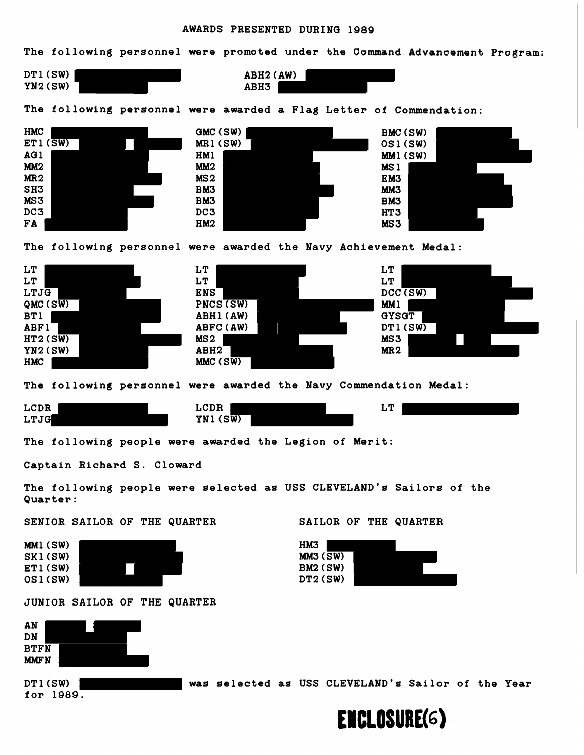# AWARDS PRESENTED DURING 1989

The following personnel were promoted under the Command Advancement Program:

DT1(SW)
YN2(SW)
ABH2(AW)
ABH3

The following personnel were awarded a Flag Letter of Commendation:

HMC
ET1(SW)
AG1
MM2
MR2
SH3
MS3
DC3
FA
GMC(SW)
MR1(SW)
HM1
MM2
MS2
BM3
BM3
DC3
HM2
BMC(SW)
OS1(SW)
MM1(SW)
MS1
EM3
MM3
BM3
HT3
MS3

The following personnel were awarded the Navy Achievement Medal:

LT
LT
LTJG
QMC(SW)
BT1
ABF1
HT2(SW)
YN2(SW)
HMC
LT
LT
ENS
PNCS(SW)
ABH1(AW)
ABFC(AW)
MS2
ABH2
MMC(SW)
LT
LT
DCC(SW)
MM1
GYSGT
DT1(SW)
MS3
MR2

The following personnel were awarded the Navy Commendation Medal:

LCDR
LTJG
LCDR
YN1(SW)
LT

The following people were awarded the Legion of Merit:

Captain Richard S. Cloward

The following people were selected as USS CLEVELAND's Sailors of the Quarter:

SENIOR SAILOR OF THE QUARTER

MM1(SW)
SK1(SW)
ET1(SW)
OS1(SW)

SAILOR OF THE QUARTER

HM3
MM3(SW)
BM2(SW)
DT2(SW)

JUNIOR SAILOR OF THE QUARTER

AN
DN
BTFN
MMFN

DT1(SW) was selected as USS CLEVELAND's Sailor of the Year for 1989.

ENCLOSURE(6)